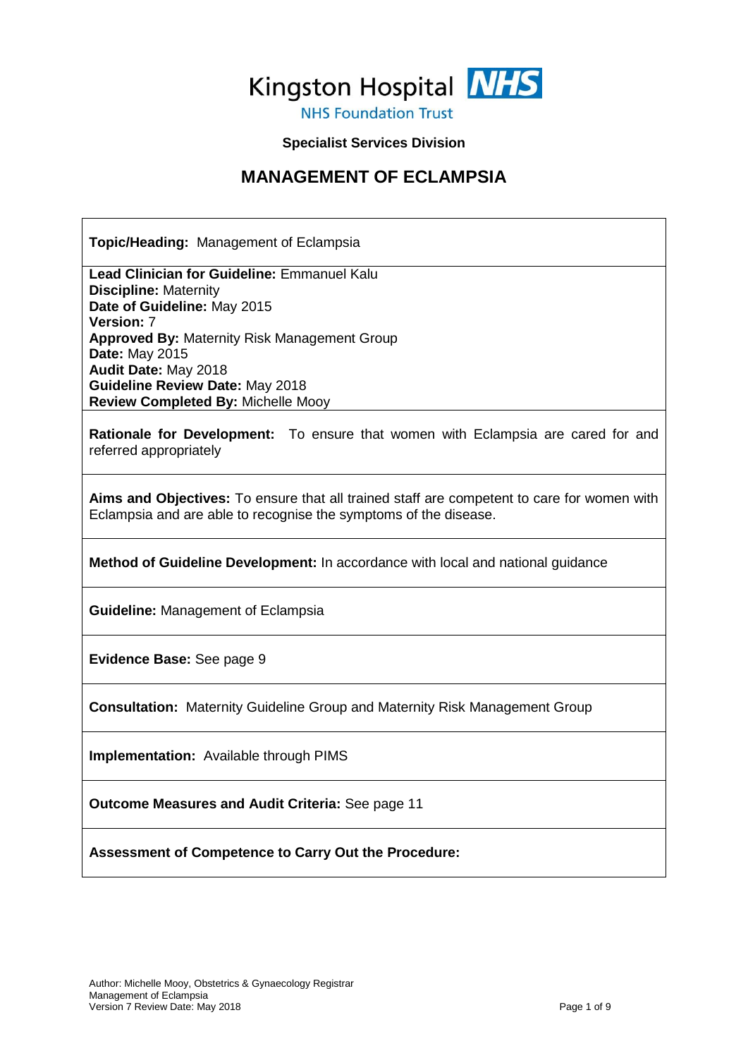Kingston Hospital NHS

NHS Foundation Trust

**Specialist Services Division**

# MANAGEMENT OF ECLAMPSIA

**Topic/Heading:** Management of Eclampsia

**Lead Clinician for Guideline:** Emmanuel Kalu
**Discipline:** Maternity
**Date of Guideline:** May 2015
**Version:** 7
**Approved By:** Maternity Risk Management Group
**Date:** May 2015
**Audit Date:** May 2018
**Guideline Review Date:** May 2018
**Review Completed By:** Michelle Mooy

**Rationale for Development:** To ensure that women with Eclampsia are cared for and referred appropriately

**Aims and Objectives:** To ensure that all trained staff are competent to care for women with Eclampsia and are able to recognise the symptoms of the disease.

**Method of Guideline Development:** In accordance with local and national guidance

**Guideline:** Management of Eclampsia

**Evidence Base:** See page 9

**Consultation:** Maternity Guideline Group and Maternity Risk Management Group

**Implementation:** Available through PIMS

**Outcome Measures and Audit Criteria:** See page 11

**Assessment of Competence to Carry Out the Procedure:**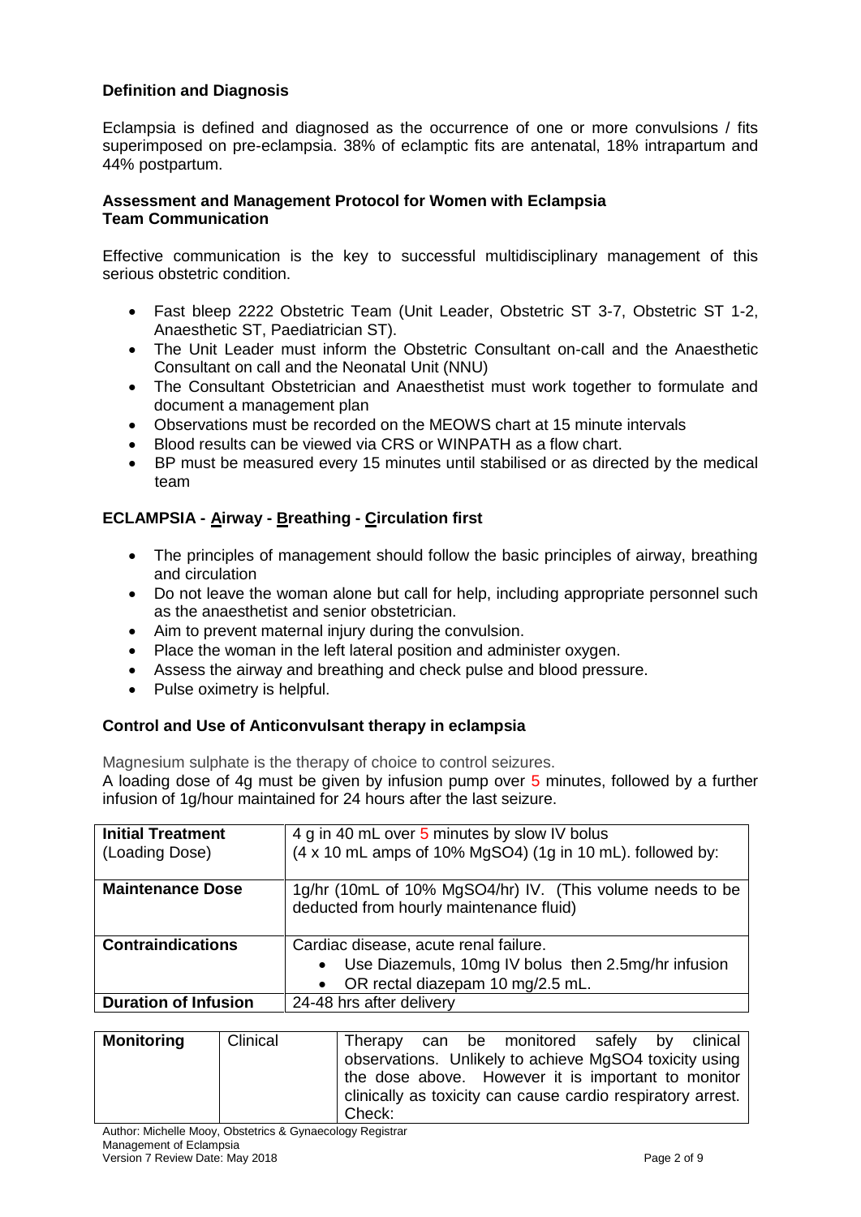## Definition and Diagnosis

Eclampsia is defined and diagnosed as the occurrence of one or more convulsions / fits superimposed on pre-eclampsia. 38% of eclamptic fits are antenatal, 18% intrapartum and 44% postpartum.

### Assessment and Management Protocol for Women with Eclampsia
### Team Communication

Effective communication is the key to successful multidisciplinary management of this serious obstetric condition.

- Fast bleep 2222 Obstetric Team (Unit Leader, Obstetric ST 3-7, Obstetric ST 1-2, Anaesthetic ST, Paediatrician ST).
- The Unit Leader must inform the Obstetric Consultant on-call and the Anaesthetic Consultant on call and the Neonatal Unit (NNU)
- The Consultant Obstetrician and Anaesthetist must work together to formulate and document a management plan
- Observations must be recorded on the MEOWS chart at 15 minute intervals
- Blood results can be viewed via CRS or WINPATH as a flow chart.
- BP must be measured every 15 minutes until stabilised or as directed by the medical team

## ECLAMPSIA - Airway - Breathing - Circulation first

- The principles of management should follow the basic principles of airway, breathing and circulation
- Do not leave the woman alone but call for help, including appropriate personnel such as the anaesthetist and senior obstetrician.
- Aim to prevent maternal injury during the convulsion.
- Place the woman in the left lateral position and administer oxygen.
- Assess the airway and breathing and check pulse and blood pressure.
- Pulse oximetry is helpful.

## Control and Use of Anticonvulsant therapy in eclampsia

Magnesium sulphate is the therapy of choice to control seizures.

A loading dose of 4g must be given by infusion pump over 5 minutes, followed by a further infusion of 1g/hour maintained for 24 hours after the last seizure.

| **Initial Treatment** (Loading Dose) | 4 g in 40 mL over 5 minutes by slow IV bolus (4 x 10 mL amps of 10% $MgSO_4$) (1g in 10 mL). followed by: |
|---|---|
| **Maintenance Dose** | 1g/hr (10mL of 10% $MgSO_4$/hr) IV. (This volume needs to be deducted from hourly maintenance fluid) |
| **Contraindications** | Cardiac disease, acute renal failure. <br>• Use Diazemuls, 10mg IV bolus then 2.5mg/hr infusion <br>• OR rectal diazepam 10 mg/2.5 mL. |
| **Duration of Infusion** | 24-48 hrs after delivery |

| **Monitoring** | Clinical | Therapy can be monitored safely by clinical observations. Unlikely to achieve $MgSO_4$ toxicity using the dose above. However it is important to monitor clinically as toxicity can cause cardio respiratory arrest. Check: |
|---|---|---|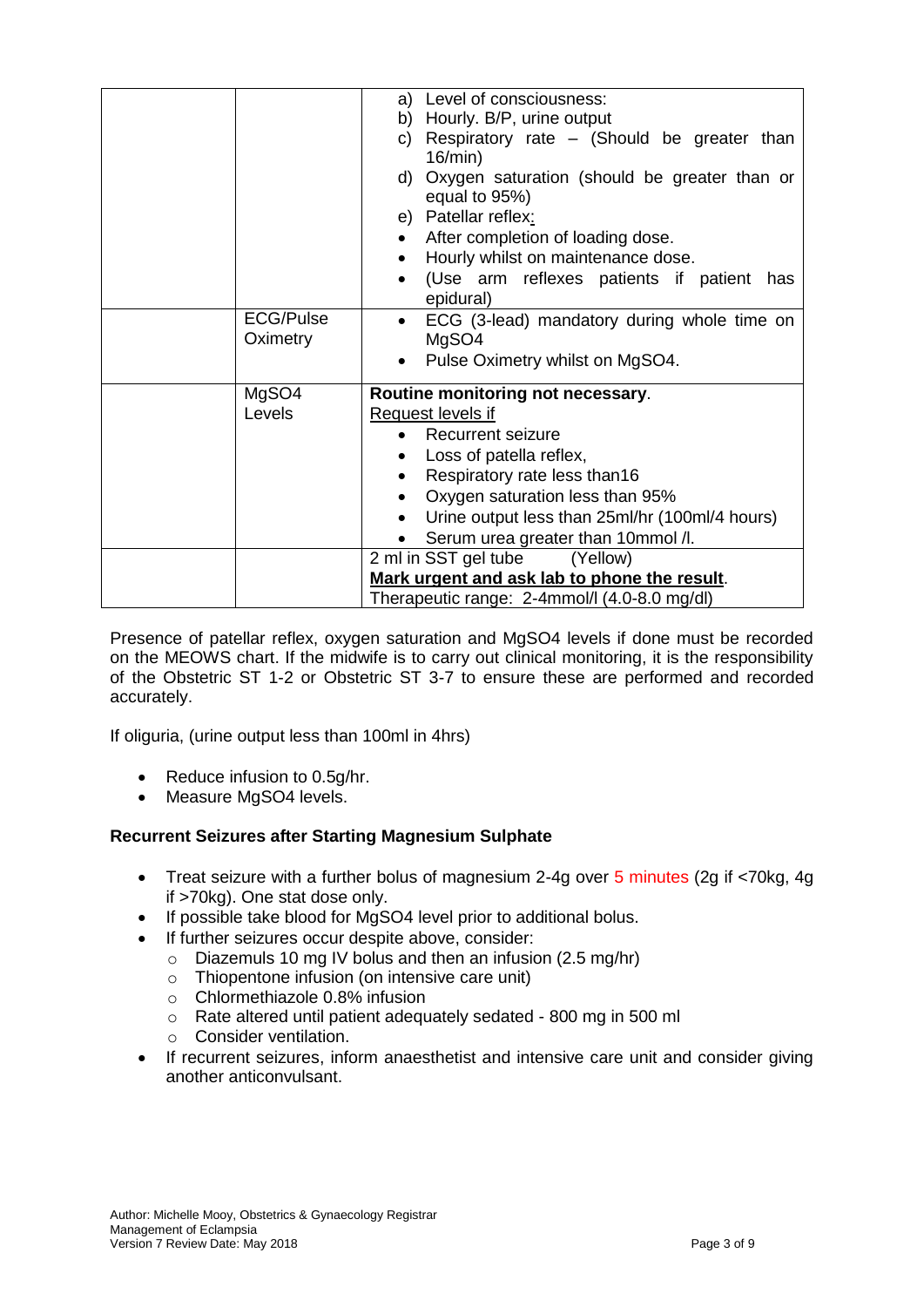| | | |
|---|---|---|
| | | a) Level of consciousness:<br>b) Hourly. B/P, urine output<br>c) Respiratory rate – (Should be greater than 16/min)<br>d) Oxygen saturation (should be greater than or equal to 95%)<br>e) Patellar reflex:<br>• After completion of loading dose.<br>• Hourly whilst on maintenance dose.<br>• (Use arm reflexes patients if patient has epidural) |
| | ECG/Pulse Oximetry | • ECG (3-lead) mandatory during whole time on MgSO4<br>• Pulse Oximetry whilst on MgSO4. |
| | MgSO4 Levels | **Routine monitoring not necessary**.<br>Request levels if<br>• Recurrent seizure<br>• Loss of patella reflex,<br>• Respiratory rate less than16<br>• Oxygen saturation less than 95%<br>• Urine output less than 25ml/hr (100ml/4 hours)<br>• Serum urea greater than 10mmol /l. |
| | | 2 ml in SST gel tube (Yellow)<br>**Mark urgent and ask lab to phone the result**.<br>Therapeutic range: 2-4mmol/l (4.0-8.0 mg/dl) |

Presence of patellar reflex, oxygen saturation and MgSO4 levels if done must be recorded on the MEOWS chart. If the midwife is to carry out clinical monitoring, it is the responsibility of the Obstetric ST 1-2 or Obstetric ST 3-7 to ensure these are performed and recorded accurately.

If oliguria, (urine output less than 100ml in 4hrs)

- Reduce infusion to 0.5g/hr.
- Measure MgSO4 levels.

### Recurrent Seizures after Starting Magnesium Sulphate

- Treat seizure with a further bolus of magnesium 2-4g over 5 minutes (2g if <70kg, 4g if >70kg). One stat dose only.
- If possible take blood for MgSO4 level prior to additional bolus.
- If further seizures occur despite above, consider:
  - Diazemuls 10 mg IV bolus and then an infusion (2.5 mg/hr)
  - Thiopentone infusion (on intensive care unit)
  - Chlormethiazole 0.8% infusion
  - Rate altered until patient adequately sedated - 800 mg in 500 ml
  - Consider ventilation.
- If recurrent seizures, inform anaesthetist and intensive care unit and consider giving another anticonvulsant.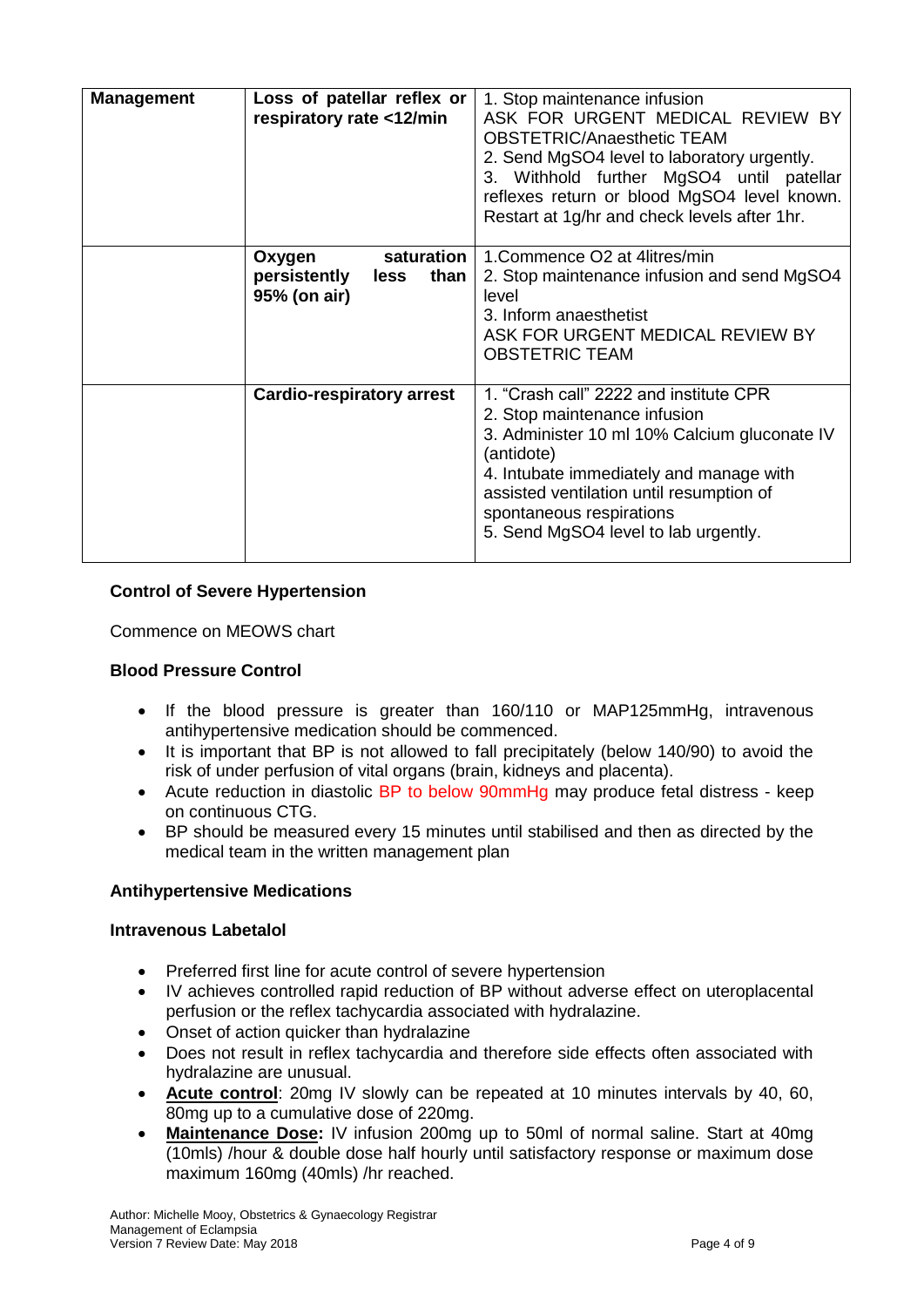| | | |
|---|---|---|
| **Management** | **Loss of patellar reflex or respiratory rate <12/min** | 1. Stop maintenance infusion<br>ASK FOR URGENT MEDICAL REVIEW BY OBSTETRIC/Anaesthetic TEAM<br>2. Send MgSO4 level to laboratory urgently.<br>3. Withhold further MgSO4 until patellar reflexes return or blood MgSO4 level known. Restart at 1g/hr and check levels after 1hr. |
| | **Oxygen saturation persistently less than 95% (on air)** | 1.Commence O2 at 4litres/min<br>2. Stop maintenance infusion and send MgSO4 level<br>3. Inform anaesthetist<br>ASK FOR URGENT MEDICAL REVIEW BY OBSTETRIC TEAM |
| | **Cardio-respiratory arrest** | 1. "Crash call" 2222 and institute CPR<br>2. Stop maintenance infusion<br>3. Administer 10 ml 10% Calcium gluconate IV (antidote)<br>4. Intubate immediately and manage with assisted ventilation until resumption of spontaneous respirations<br>5. Send MgSO4 level to lab urgently. |

**Control of Severe Hypertension**

Commence on MEOWS chart

**Blood Pressure Control**

- If the blood pressure is greater than 160/110 or MAP125mmHg, intravenous antihypertensive medication should be commenced.
- It is important that BP is not allowed to fall precipitately (below 140/90) to avoid the risk of under perfusion of vital organs (brain, kidneys and placenta).
- Acute reduction in diastolic BP to below 90mmHg may produce fetal distress - keep on continuous CTG.
- BP should be measured every 15 minutes until stabilised and then as directed by the medical team in the written management plan

**Antihypertensive Medications**

**Intravenous Labetalol**

- Preferred first line for acute control of severe hypertension
- IV achieves controlled rapid reduction of BP without adverse effect on uteroplacental perfusion or the reflex tachycardia associated with hydralazine.
- Onset of action quicker than hydralazine
- Does not result in reflex tachycardia and therefore side effects often associated with hydralazine are unusual.
- **Acute control**: 20mg IV slowly can be repeated at 10 minutes intervals by 40, 60, 80mg up to a cumulative dose of 220mg.
- **Maintenance Dose:** IV infusion 200mg up to 50ml of normal saline. Start at 40mg (10mls) /hour & double dose half hourly until satisfactory response or maximum dose maximum 160mg (40mls) /hr reached.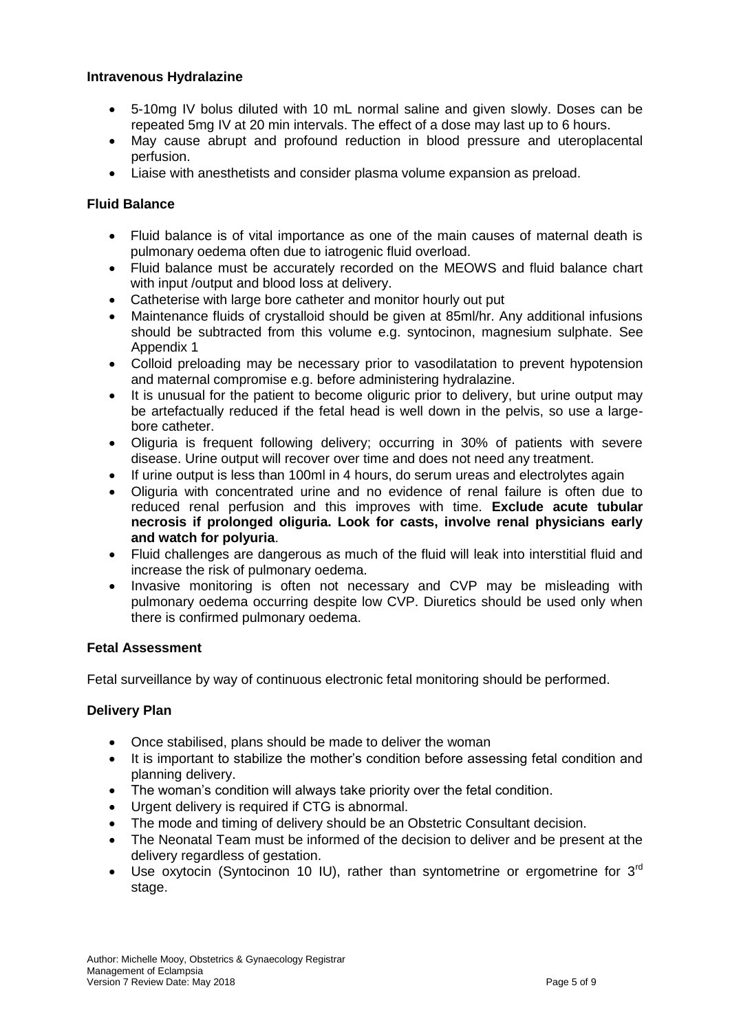**Intravenous Hydralazine**

- 5-10mg IV bolus diluted with 10 mL normal saline and given slowly. Doses can be repeated 5mg IV at 20 min intervals. The effect of a dose may last up to 6 hours.
- May cause abrupt and profound reduction in blood pressure and uteroplacental perfusion.
- Liaise with anesthetists and consider plasma volume expansion as preload.

**Fluid Balance**

- Fluid balance is of vital importance as one of the main causes of maternal death is pulmonary oedema often due to iatrogenic fluid overload.
- Fluid balance must be accurately recorded on the MEOWS and fluid balance chart with input /output and blood loss at delivery.
- Catheterise with large bore catheter and monitor hourly out put
- Maintenance fluids of crystalloid should be given at 85ml/hr. Any additional infusions should be subtracted from this volume e.g. syntocinon, magnesium sulphate. See Appendix 1
- Colloid preloading may be necessary prior to vasodilatation to prevent hypotension and maternal compromise e.g. before administering hydralazine.
- It is unusual for the patient to become oliguric prior to delivery, but urine output may be artefactually reduced if the fetal head is well down in the pelvis, so use a large-bore catheter.
- Oliguria is frequent following delivery; occurring in 30% of patients with severe disease. Urine output will recover over time and does not need any treatment.
- If urine output is less than 100ml in 4 hours, do serum ureas and electrolytes again
- Oliguria with concentrated urine and no evidence of renal failure is often due to reduced renal perfusion and this improves with time. **Exclude acute tubular necrosis if prolonged oliguria. Look for casts, involve renal physicians early and watch for polyuria**.
- Fluid challenges are dangerous as much of the fluid will leak into interstitial fluid and increase the risk of pulmonary oedema.
- Invasive monitoring is often not necessary and CVP may be misleading with pulmonary oedema occurring despite low CVP. Diuretics should be used only when there is confirmed pulmonary oedema.

**Fetal Assessment**

Fetal surveillance by way of continuous electronic fetal monitoring should be performed.

**Delivery Plan**

- Once stabilised, plans should be made to deliver the woman
- It is important to stabilize the mother's condition before assessing fetal condition and planning delivery.
- The woman's condition will always take priority over the fetal condition.
- Urgent delivery is required if CTG is abnormal.
- The mode and timing of delivery should be an Obstetric Consultant decision.
- The Neonatal Team must be informed of the decision to deliver and be present at the delivery regardless of gestation.
- Use oxytocin (Syntocinon 10 IU), rather than syntometrine or ergometrine for 3rd stage.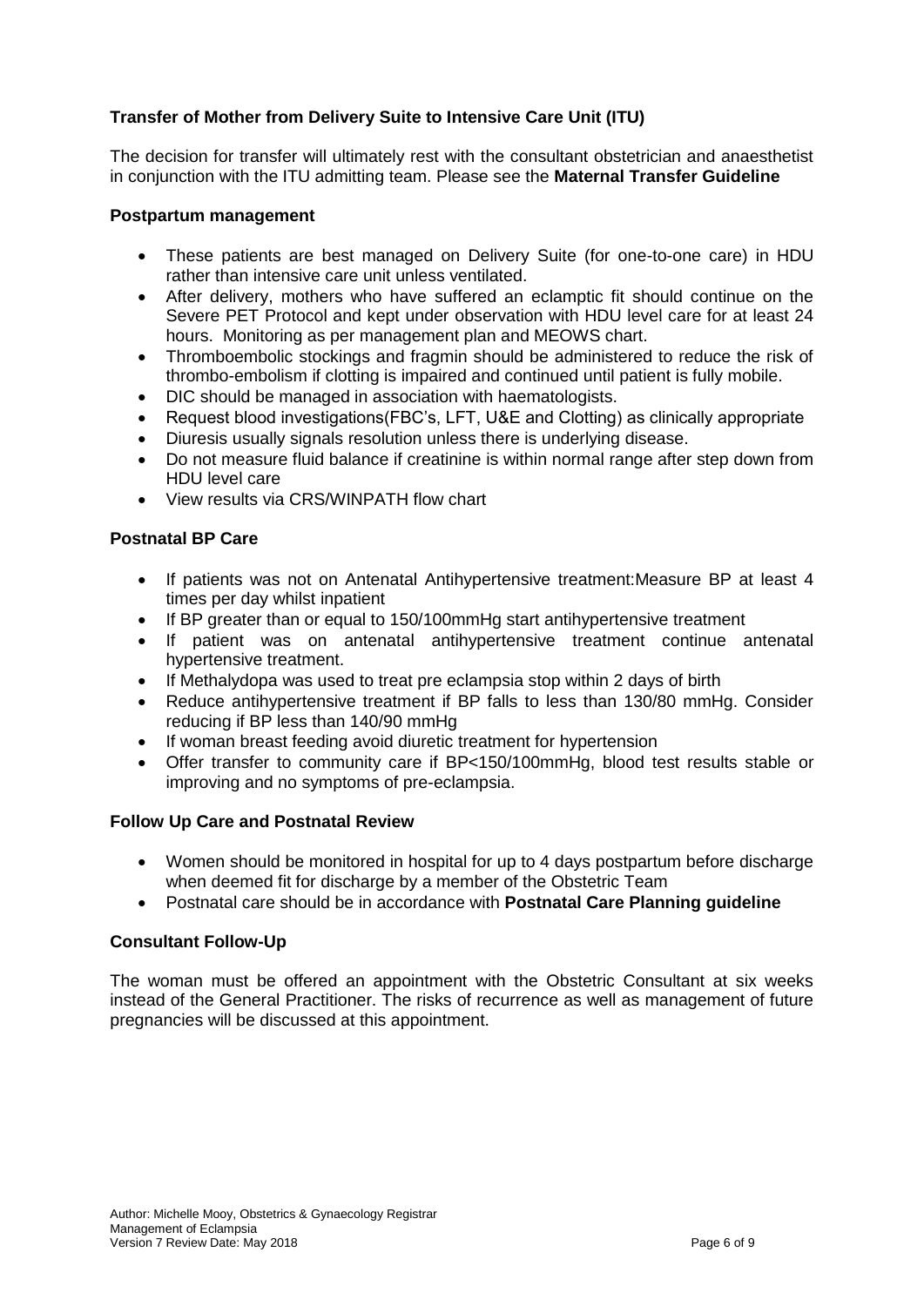### Transfer of Mother from Delivery Suite to Intensive Care Unit (ITU)

The decision for transfer will ultimately rest with the consultant obstetrician and anaesthetist in conjunction with the ITU admitting team. Please see the **Maternal Transfer Guideline**

### Postpartum management

- These patients are best managed on Delivery Suite (for one-to-one care) in HDU rather than intensive care unit unless ventilated.
- After delivery, mothers who have suffered an eclamptic fit should continue on the Severe PET Protocol and kept under observation with HDU level care for at least 24 hours. Monitoring as per management plan and MEOWS chart.
- Thromboembolic stockings and fragmin should be administered to reduce the risk of thrombo-embolism if clotting is impaired and continued until patient is fully mobile.
- DIC should be managed in association with haematologists.
- Request blood investigations(FBC's, LFT, U&E and Clotting) as clinically appropriate
- Diuresis usually signals resolution unless there is underlying disease.
- Do not measure fluid balance if creatinine is within normal range after step down from HDU level care
- View results via CRS/WINPATH flow chart

### Postnatal BP Care

- If patients was not on Antenatal Antihypertensive treatment:Measure BP at least 4 times per day whilst inpatient
- If BP greater than or equal to 150/100mmHg start antihypertensive treatment
- If patient was on antenatal antihypertensive treatment continue antenatal hypertensive treatment.
- If Methalydopa was used to treat pre eclampsia stop within 2 days of birth
- Reduce antihypertensive treatment if BP falls to less than 130/80 mmHg. Consider reducing if BP less than 140/90 mmHg
- If woman breast feeding avoid diuretic treatment for hypertension
- Offer transfer to community care if BP<150/100mmHg, blood test results stable or improving and no symptoms of pre-eclampsia.

### Follow Up Care and Postnatal Review

- Women should be monitored in hospital for up to 4 days postpartum before discharge when deemed fit for discharge by a member of the Obstetric Team
- Postnatal care should be in accordance with **Postnatal Care Planning guideline**

### Consultant Follow-Up

The woman must be offered an appointment with the Obstetric Consultant at six weeks instead of the General Practitioner. The risks of recurrence as well as management of future pregnancies will be discussed at this appointment.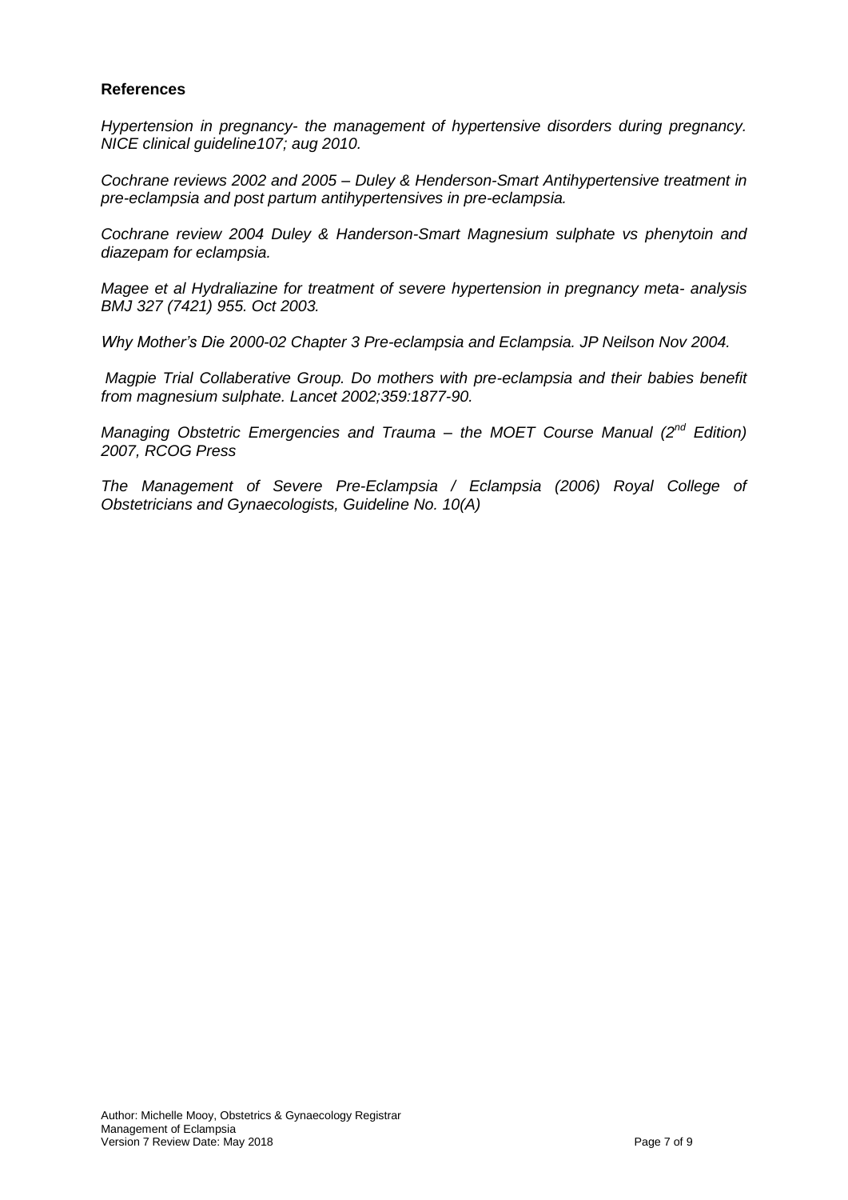**References**

*Hypertension in pregnancy- the management of hypertensive disorders during pregnancy. NICE clinical guideline107; aug 2010.*

*Cochrane reviews 2002 and 2005 – Duley & Henderson-Smart Antihypertensive treatment in pre-eclampsia and post partum antihypertensives in pre-eclampsia.*

*Cochrane review 2004 Duley & Handerson-Smart Magnesium sulphate vs phenytoin and diazepam for eclampsia.*

*Magee et al Hydraliazine for treatment of severe hypertension in pregnancy meta- analysis BMJ 327 (7421) 955. Oct 2003.*

*Why Mother's Die 2000-02 Chapter 3 Pre-eclampsia and Eclampsia. JP Neilson Nov 2004.*

*Magpie Trial Collaberative Group. Do mothers with pre-eclampsia and their babies benefit from magnesium sulphate. Lancet 2002;359:1877-90.*

*Managing Obstetric Emergencies and Trauma – the MOET Course Manual (2nd Edition) 2007, RCOG Press*

*The Management of Severe Pre-Eclampsia / Eclampsia (2006) Royal College of Obstetricians and Gynaecologists, Guideline No. 10(A)*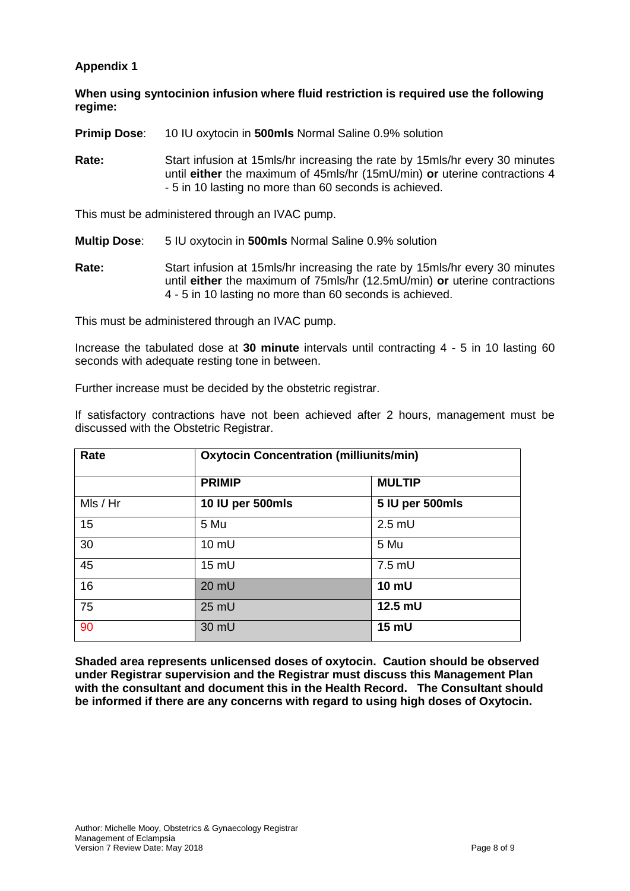**Appendix 1**

**When using syntocinion infusion where fluid restriction is required use the following regime:**

**Primip Dose**: 10 IU oxytocin in **500mls** Normal Saline 0.9% solution

**Rate:** Start infusion at 15mls/hr increasing the rate by 15mls/hr every 30 minutes until **either** the maximum of 45mls/hr (15mU/min) **or** uterine contractions 4 - 5 in 10 lasting no more than 60 seconds is achieved.

This must be administered through an IVAC pump.

**Multip Dose**: 5 IU oxytocin in **500mls** Normal Saline 0.9% solution

**Rate:** Start infusion at 15mls/hr increasing the rate by 15mls/hr every 30 minutes until **either** the maximum of 75mls/hr (12.5mU/min) **or** uterine contractions 4 - 5 in 10 lasting no more than 60 seconds is achieved.

This must be administered through an IVAC pump.

Increase the tabulated dose at **30 minute** intervals until contracting 4 - 5 in 10 lasting 60 seconds with adequate resting tone in between.

Further increase must be decided by the obstetric registrar.

If satisfactory contractions have not been achieved after 2 hours, management must be discussed with the Obstetric Registrar.

| Rate | Oxytocin Concentration (milliunits/min) | |
|---|---|---|
| | **PRIMIP** | **MULTIP** |
| Mls / Hr | **10 IU per 500mls** | **5 IU per 500mls** |
| 15 | 5 Mu | 2.5 mU |
| 30 | 10 mU | 5 Mu |
| 45 | 15 mU | 7.5 mU |
| 16 | 20 mU | **10 mU** |
| 75 | 25 mU | **12.5 mU** |
| 90 | 30 mU | **15 mU** |

**Shaded area represents unlicensed doses of oxytocin. Caution should be observed under Registrar supervision and the Registrar must discuss this Management Plan with the consultant and document this in the Health Record. The Consultant should be informed if there are any concerns with regard to using high doses of Oxytocin.**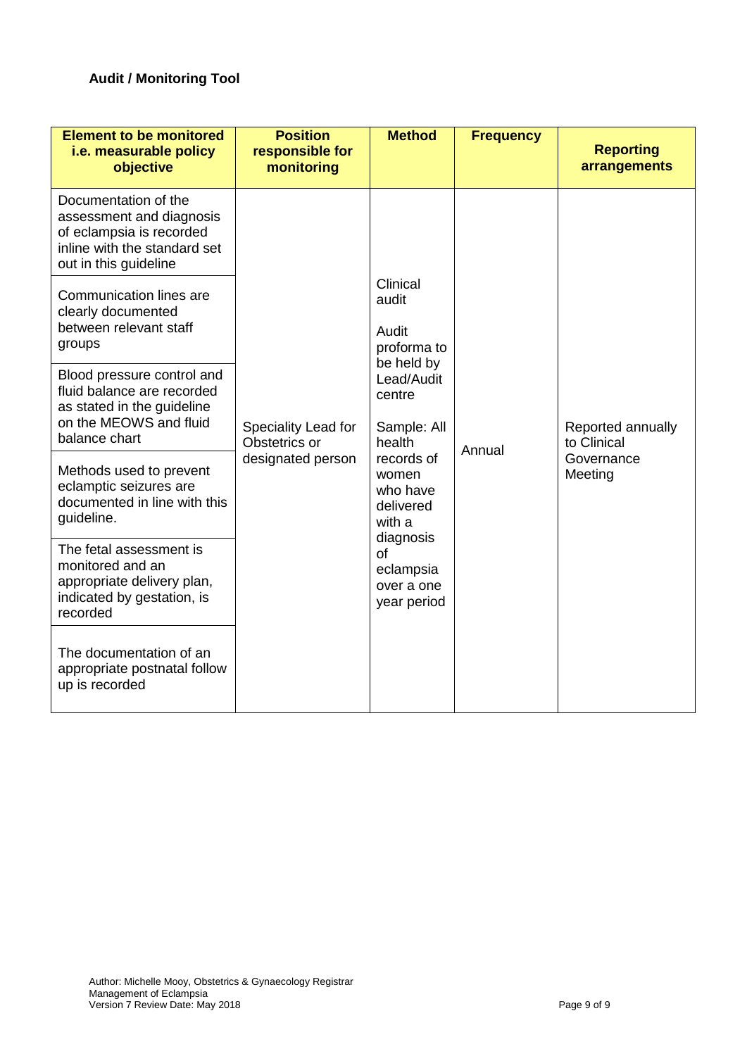**Audit / Monitoring Tool**

| Element to be monitored i.e. measurable policy objective | Position responsible for monitoring | Method | Frequency | Reporting arrangements |
|---|---|---|---|---|
| Documentation of the assessment and diagnosis of eclampsia is recorded inline with the standard set out in this guideline | Speciality Lead for Obstetrics or designated person | Clinical audit<br><br>Audit proforma to be held by Lead/Audit centre<br><br>Sample: All health records of women who have delivered with a diagnosis of eclampsia over a one year period | Annual | Reported annually to Clinical Governance Meeting |
| Communication lines are clearly documented between relevant staff groups | | | | |
| Blood pressure control and fluid balance are recorded as stated in the guideline on the MEOWS and fluid balance chart | | | | |
| Methods used to prevent eclamptic seizures are documented in line with this guideline. | | | | |
| The fetal assessment is monitored and an appropriate delivery plan, indicated by gestation, is recorded | | | | |
| The documentation of an appropriate postnatal follow up is recorded | | | | |